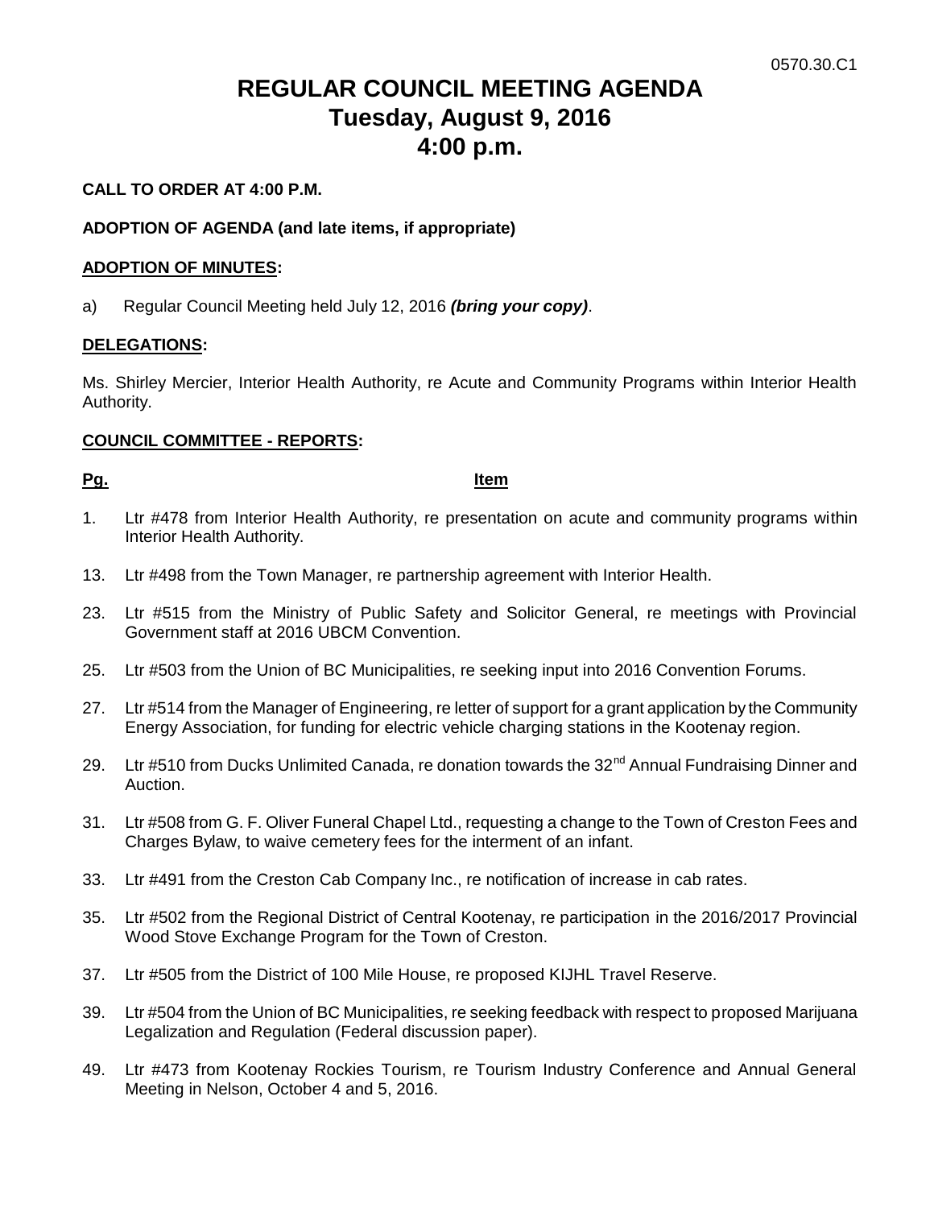0570.30.C1

# REGULAR COUNCIL MEETING AGENDA
# Tuesday, August 9, 2016
# 4:00 p.m.

**CALL TO ORDER AT 4:00 P.M.**

**ADOPTION OF AGENDA (and late items, if appropriate)**

**ADOPTION OF MINUTES:**

a) Regular Council Meeting held July 12, 2016 ***(bring your copy)***.

**DELEGATIONS:**

Ms. Shirley Mercier, Interior Health Authority, re Acute and Community Programs within Interior Health Authority.

**COUNCIL COMMITTEE - REPORTS:**

| Pg. | Item |
|---|---|
| 1. | Ltr #478 from Interior Health Authority, re presentation on acute and community programs within Interior Health Authority. |
| 13. | Ltr #498 from the Town Manager, re partnership agreement with Interior Health. |
| 23. | Ltr #515 from the Ministry of Public Safety and Solicitor General, re meetings with Provincial Government staff at 2016 UBCM Convention. |
| 25. | Ltr #503 from the Union of BC Municipalities, re seeking input into 2016 Convention Forums. |
| 27. | Ltr #514 from the Manager of Engineering, re letter of support for a grant application by the Community Energy Association, for funding for electric vehicle charging stations in the Kootenay region. |
| 29. | Ltr #510 from Ducks Unlimited Canada, re donation towards the 32nd Annual Fundraising Dinner and Auction. |
| 31. | Ltr #508 from G. F. Oliver Funeral Chapel Ltd., requesting a change to the Town of Creston Fees and Charges Bylaw, to waive cemetery fees for the interment of an infant. |
| 33. | Ltr #491 from the Creston Cab Company Inc., re notification of increase in cab rates. |
| 35. | Ltr #502 from the Regional District of Central Kootenay, re participation in the 2016/2017 Provincial Wood Stove Exchange Program for the Town of Creston. |
| 37. | Ltr #505 from the District of 100 Mile House, re proposed KIJHL Travel Reserve. |
| 39. | Ltr #504 from the Union of BC Municipalities, re seeking feedback with respect to proposed Marijuana Legalization and Regulation (Federal discussion paper). |
| 49. | Ltr #473 from Kootenay Rockies Tourism, re Tourism Industry Conference and Annual General Meeting in Nelson, October 4 and 5, 2016. |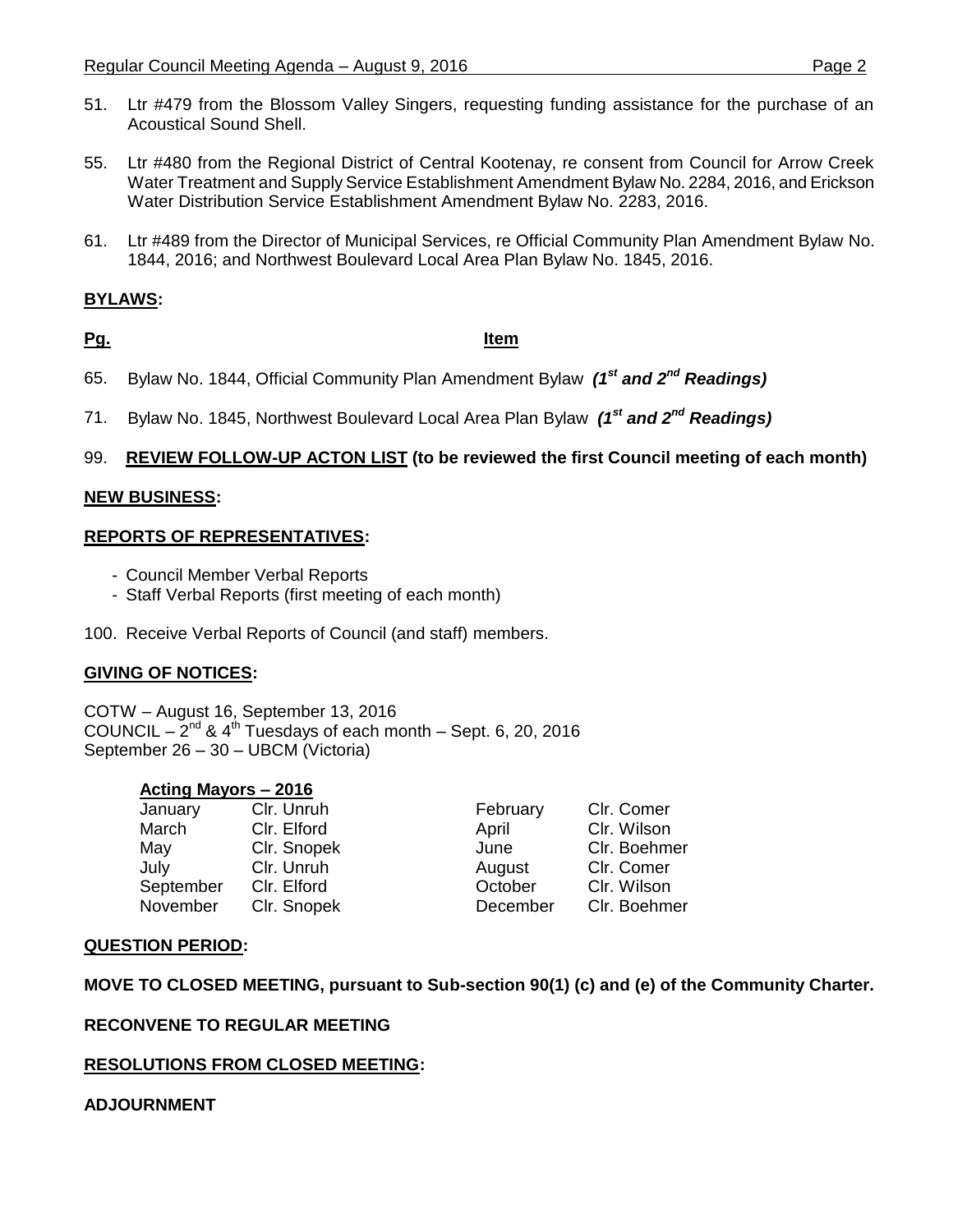51. Ltr #479 from the Blossom Valley Singers, requesting funding assistance for the purchase of an Acoustical Sound Shell.

55. Ltr #480 from the Regional District of Central Kootenay, re consent from Council for Arrow Creek Water Treatment and Supply Service Establishment Amendment Bylaw No. 2284, 2016, and Erickson Water Distribution Service Establishment Amendment Bylaw No. 2283, 2016.

61. Ltr #489 from the Director of Municipal Services, re Official Community Plan Amendment Bylaw No. 1844, 2016; and Northwest Boulevard Local Area Plan Bylaw No. 1845, 2016.

## BYLAWS:

| Pg. | Item |
|---|---|
| 65. | Bylaw No. 1844, Official Community Plan Amendment Bylaw ***(1st and 2nd Readings)*** |
| 71. | Bylaw No. 1845, Northwest Boulevard Local Area Plan Bylaw ***(1st and 2nd Readings)*** |

99. **REVIEW FOLLOW-UP ACTON LIST (to be reviewed the first Council meeting of each month)**

## NEW BUSINESS:

## REPORTS OF REPRESENTATIVES:

- Council Member Verbal Reports
- Staff Verbal Reports (first meeting of each month)

100. Receive Verbal Reports of Council (and staff) members.

## GIVING OF NOTICES:

COTW – August 16, September 13, 2016
COUNCIL – 2nd & 4th Tuesdays of each month – Sept. 6, 20, 2016
September 26 – 30 – UBCM (Victoria)

**Acting Mayors – 2016**

| | | | |
|---|---|---|---|
| January | Clr. Unruh | February | Clr. Comer |
| March | Clr. Elford | April | Clr. Wilson |
| May | Clr. Snopek | June | Clr. Boehmer |
| July | Clr. Unruh | August | Clr. Comer |
| September | Clr. Elford | October | Clr. Wilson |
| November | Clr. Snopek | December | Clr. Boehmer |

## QUESTION PERIOD:

**MOVE TO CLOSED MEETING, pursuant to Sub-section 90(1) (c) and (e) of the Community Charter.**

**RECONVENE TO REGULAR MEETING**

## RESOLUTIONS FROM CLOSED MEETING:

**ADJOURNMENT**